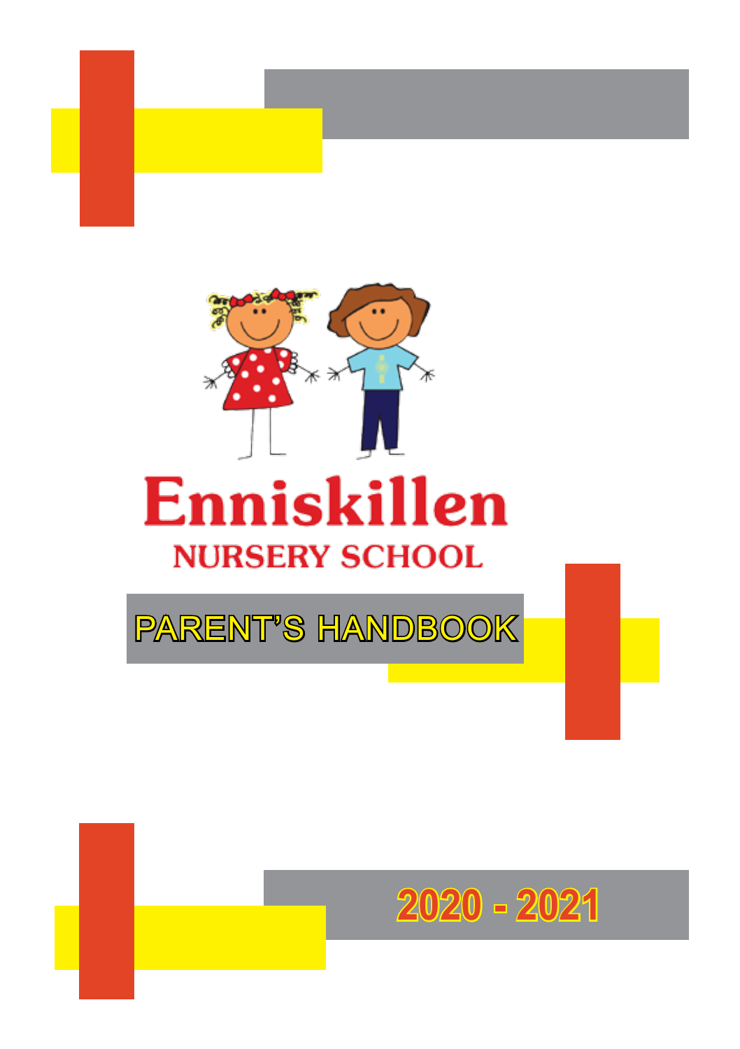# Enniskillen

## NURSERY SCHOOL

## PARENT'S HANDBOOK

2020 - 2021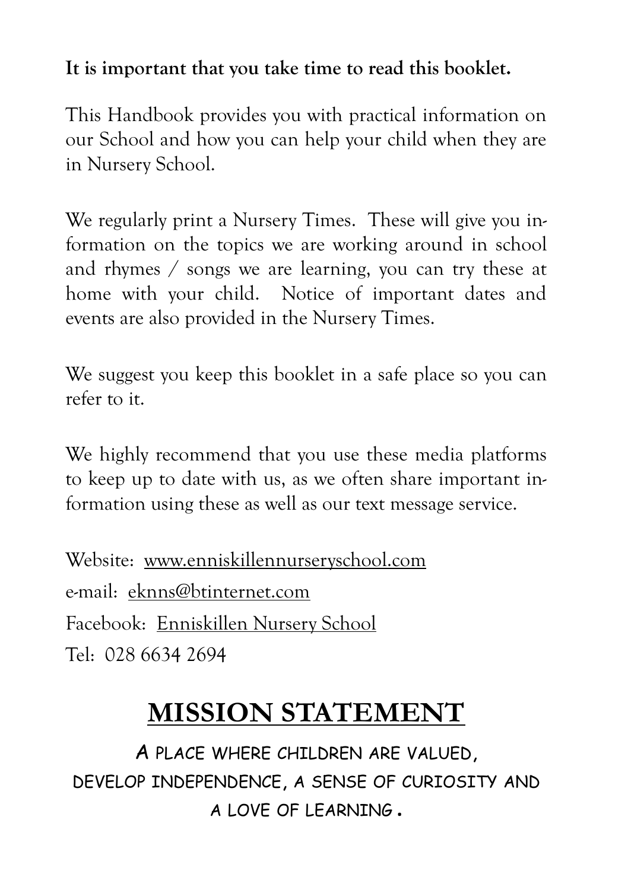**It is important that you take time to read this booklet.**

This Handbook provides you with practical information on our School and how you can help your child when they are in Nursery School.

We regularly print a Nursery Times. These will give you information on the topics we are working around in school and rhymes / songs we are learning, you can try these at home with your child. Notice of important dates and events are also provided in the Nursery Times.

We suggest you keep this booklet in a safe place so you can refer to it.

We highly recommend that you use these media platforms to keep up to date with us, as we often share important information using these as well as our text message service.

Website: www.enniskillennurseryschool.com

e-mail: eknns@btinternet.com

Facebook: Enniskillen Nursery School

Tel: 028 6634 2694

# MISSION STATEMENT

A PLACE WHERE CHILDREN ARE VALUED,
DEVELOP INDEPENDENCE, A SENSE OF CURIOSITY AND
A LOVE OF LEARNING.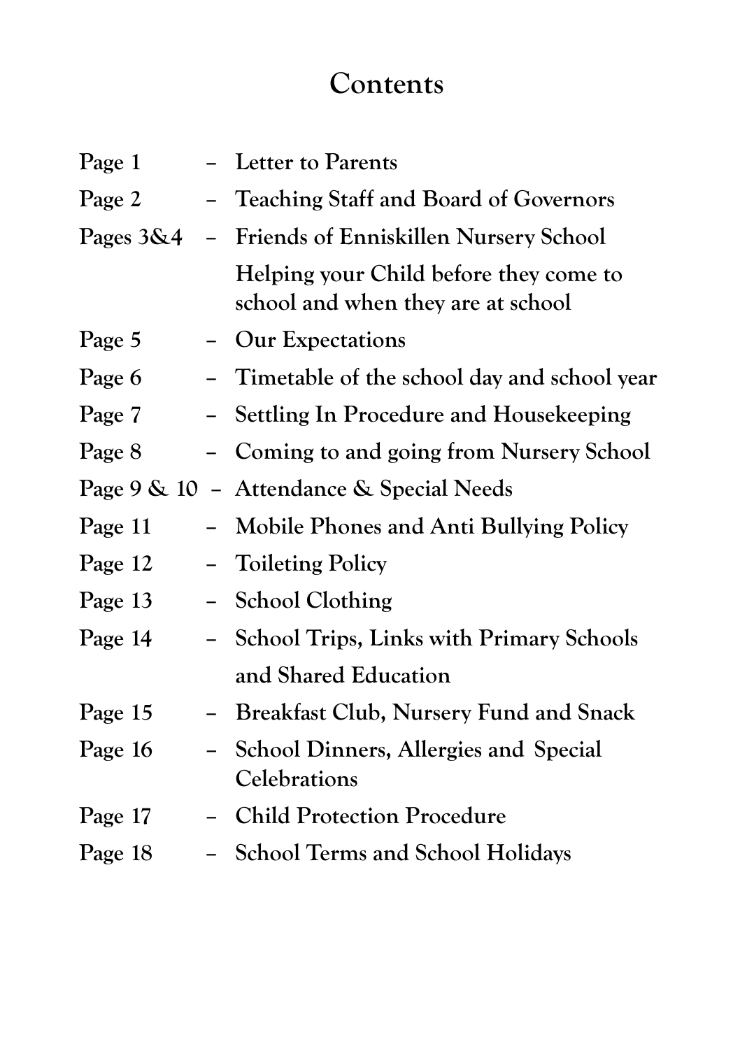# Contents

| | | |
|---|---|---|
| Page 1 | – | Letter to Parents |
| Page 2 | – | Teaching Staff and Board of Governors |
| Pages 3&4 | – | Friends of Enniskillen Nursery School |
| | | Helping your Child before they come to school and when they are at school |
| Page 5 | – | Our Expectations |
| Page 6 | – | Timetable of the school day and school year |
| Page 7 | – | Settling In Procedure and Housekeeping |
| Page 8 | – | Coming to and going from Nursery School |
| Page 9 & 10 | – | Attendance & Special Needs |
| Page 11 | – | Mobile Phones and Anti Bullying Policy |
| Page 12 | – | Toileting Policy |
| Page 13 | – | School Clothing |
| Page 14 | – | School Trips, Links with Primary Schools and Shared Education |
| Page 15 | – | Breakfast Club, Nursery Fund and Snack |
| Page 16 | – | School Dinners, Allergies and Special Celebrations |
| Page 17 | – | Child Protection Procedure |
| Page 18 | – | School Terms and School Holidays |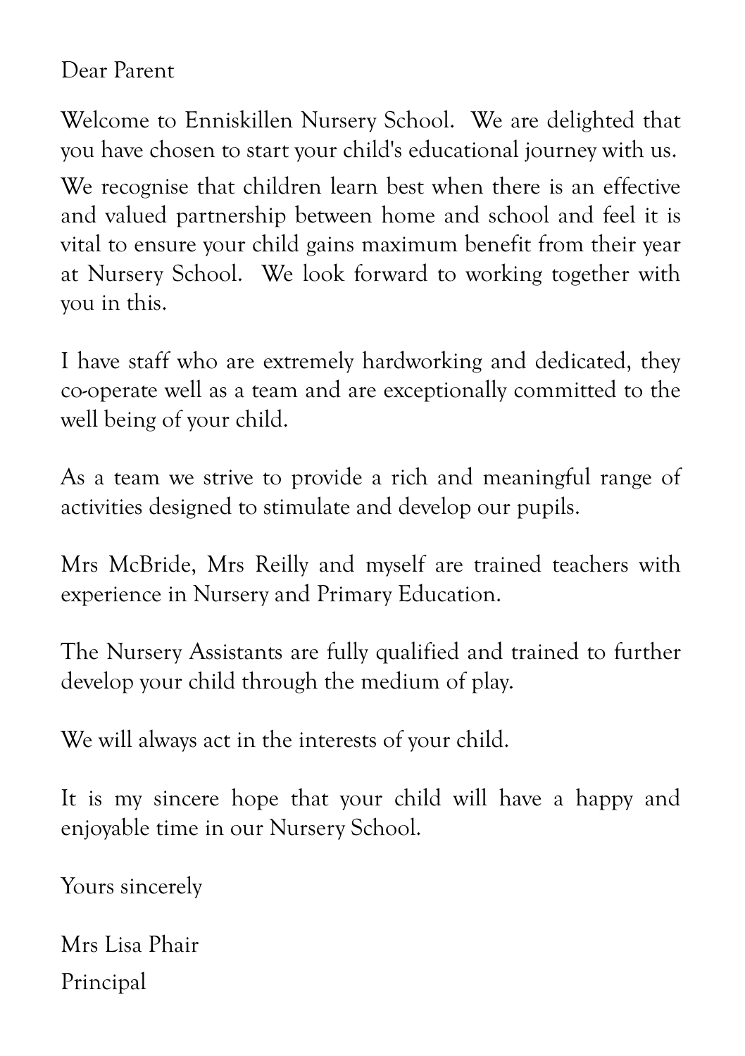Dear Parent

Welcome to Enniskillen Nursery School. We are delighted that you have chosen to start your child's educational journey with us.

We recognise that children learn best when there is an effective and valued partnership between home and school and feel it is vital to ensure your child gains maximum benefit from their year at Nursery School. We look forward to working together with you in this.

I have staff who are extremely hardworking and dedicated, they co-operate well as a team and are exceptionally committed to the well being of your child.

As a team we strive to provide a rich and meaningful range of activities designed to stimulate and develop our pupils.

Mrs McBride, Mrs Reilly and myself are trained teachers with experience in Nursery and Primary Education.

The Nursery Assistants are fully qualified and trained to further develop your child through the medium of play.

We will always act in the interests of your child.

It is my sincere hope that your child will have a happy and enjoyable time in our Nursery School.

Yours sincerely

Mrs Lisa Phair
Principal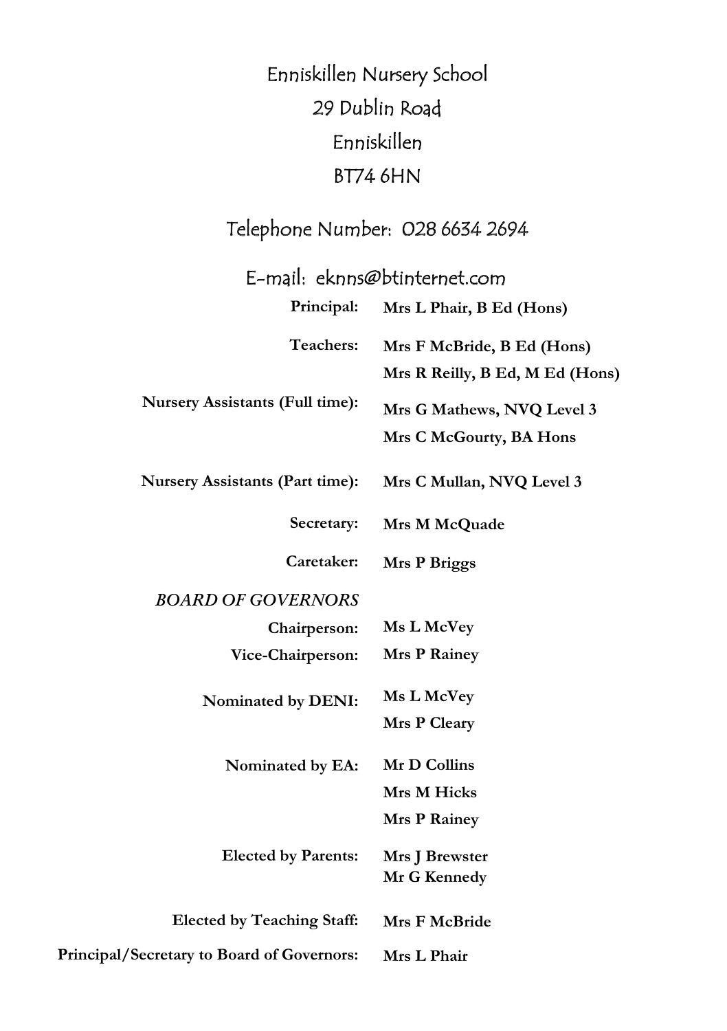Enniskillen Nursery School
29 Dublin Road
Enniskillen
BT74 6HN

Telephone Number: 028 6634 2694

E-mail: eknns@btinternet.com

| | |
|---|---|
| **Principal:** | **Mrs L Phair, B Ed (Hons)** |
| **Teachers:** | **Mrs F McBride, B Ed (Hons)** |
| | **Mrs R Reilly, B Ed, M Ed (Hons)** |
| **Nursery Assistants (Full time):** | **Mrs G Mathews, NVQ Level 3** |
| | **Mrs C McGourty, BA Hons** |
| **Nursery Assistants (Part time):** | **Mrs C Mullan, NVQ Level 3** |
| **Secretary:** | **Mrs M McQuade** |
| **Caretaker:** | **Mrs P Briggs** |
| *BOARD OF GOVERNORS* | |
| **Chairperson:** | **Ms L McVey** |
| **Vice-Chairperson:** | **Mrs P Rainey** |
| **Nominated by DENI:** | **Ms L McVey** |
| | **Mrs P Cleary** |
| **Nominated by EA:** | **Mr D Collins** |
| | **Mrs M Hicks** |
| | **Mrs P Rainey** |
| **Elected by Parents:** | **Mrs J Brewster** |
| | **Mr G Kennedy** |
| **Elected by Teaching Staff:** | **Mrs F McBride** |
| **Principal/Secretary to Board of Governors:** | **Mrs L Phair** |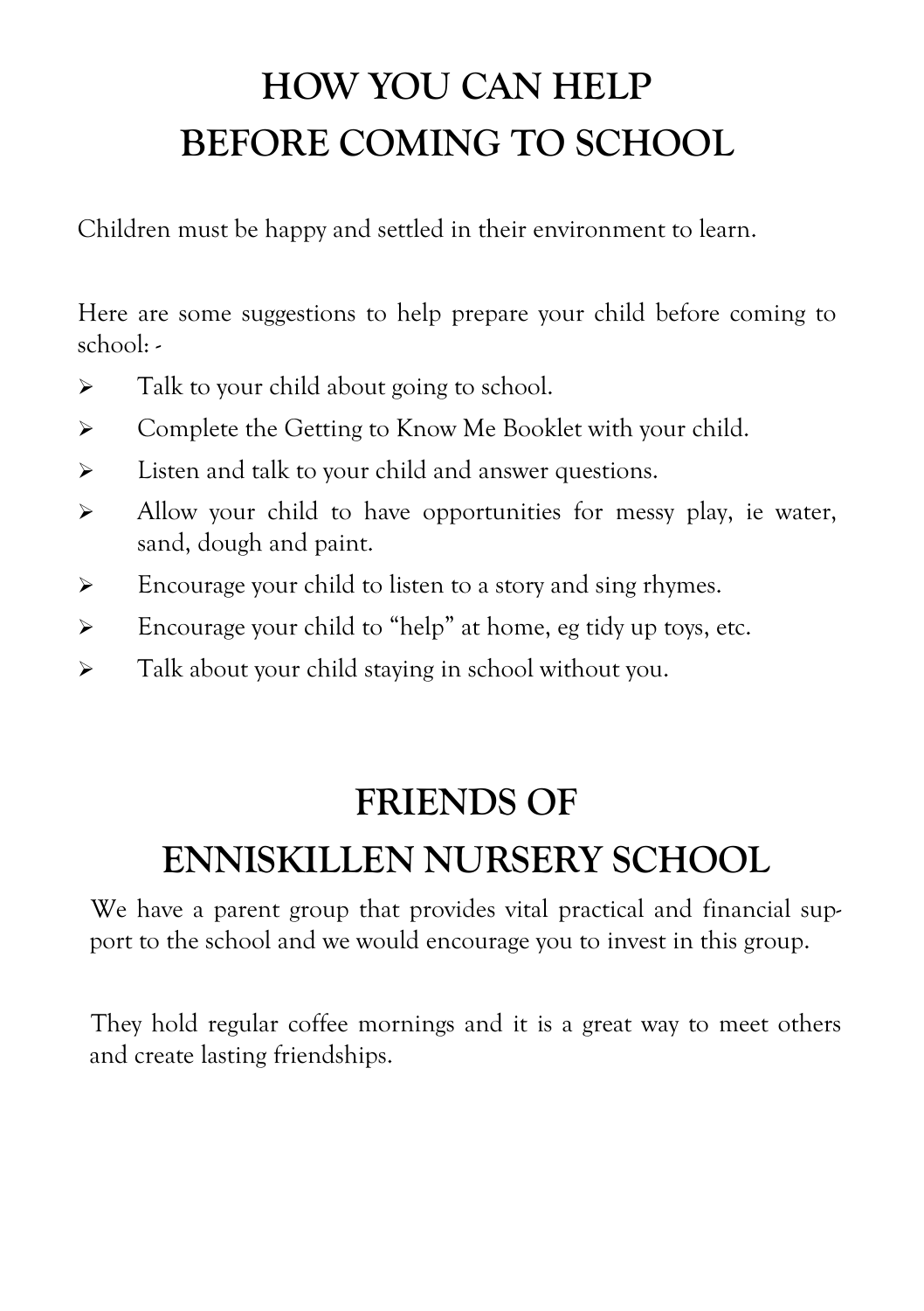# HOW YOU CAN HELP BEFORE COMING TO SCHOOL

Children must be happy and settled in their environment to learn.

Here are some suggestions to help prepare your child before coming to school: -

- Talk to your child about going to school.
- Complete the Getting to Know Me Booklet with your child.
- Listen and talk to your child and answer questions.
- Allow your child to have opportunities for messy play, ie water, sand, dough and paint.
- Encourage your child to listen to a story and sing rhymes.
- Encourage your child to "help" at home, eg tidy up toys, etc.
- Talk about your child staying in school without you.

# FRIENDS OF ENNISKILLEN NURSERY SCHOOL

We have a parent group that provides vital practical and financial support to the school and we would encourage you to invest in this group.

They hold regular coffee mornings and it is a great way to meet others and create lasting friendships.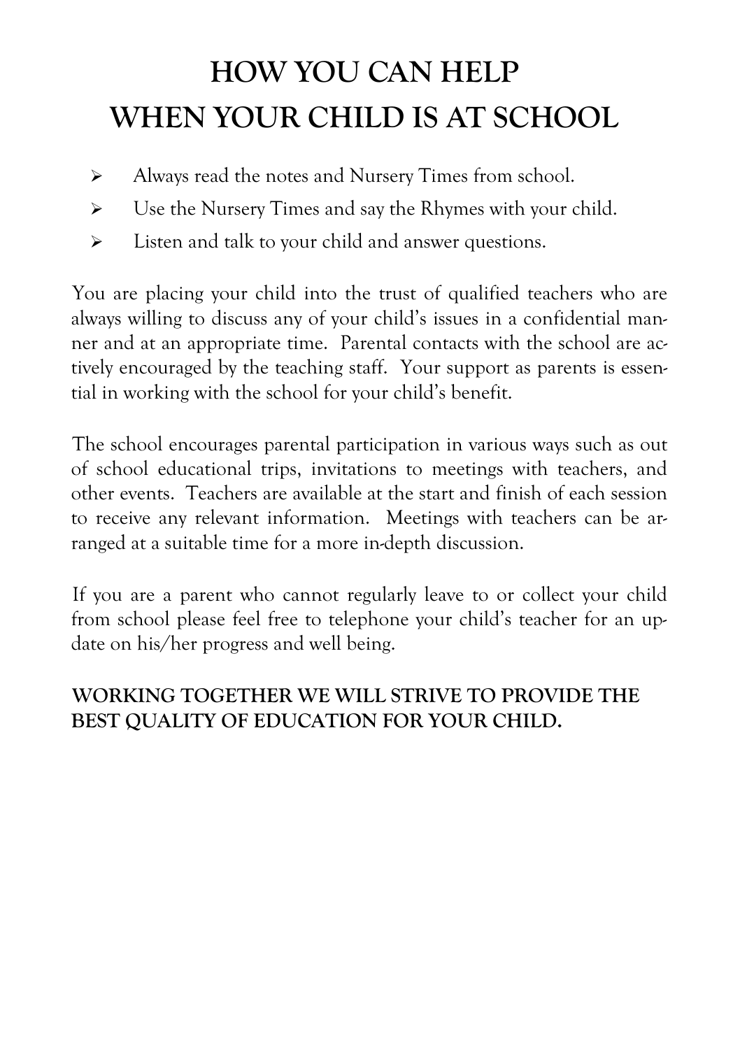# HOW YOU CAN HELP WHEN YOUR CHILD IS AT SCHOOL

- Always read the notes and Nursery Times from school.
- Use the Nursery Times and say the Rhymes with your child.
- Listen and talk to your child and answer questions.

You are placing your child into the trust of qualified teachers who are always willing to discuss any of your child's issues in a confidential manner and at an appropriate time. Parental contacts with the school are actively encouraged by the teaching staff. Your support as parents is essential in working with the school for your child's benefit.

The school encourages parental participation in various ways such as out of school educational trips, invitations to meetings with teachers, and other events. Teachers are available at the start and finish of each session to receive any relevant information. Meetings with teachers can be arranged at a suitable time for a more in-depth discussion.

If you are a parent who cannot regularly leave to or collect your child from school please feel free to telephone your child's teacher for an update on his/her progress and well being.

**WORKING TOGETHER WE WILL STRIVE TO PROVIDE THE BEST QUALITY OF EDUCATION FOR YOUR CHILD.**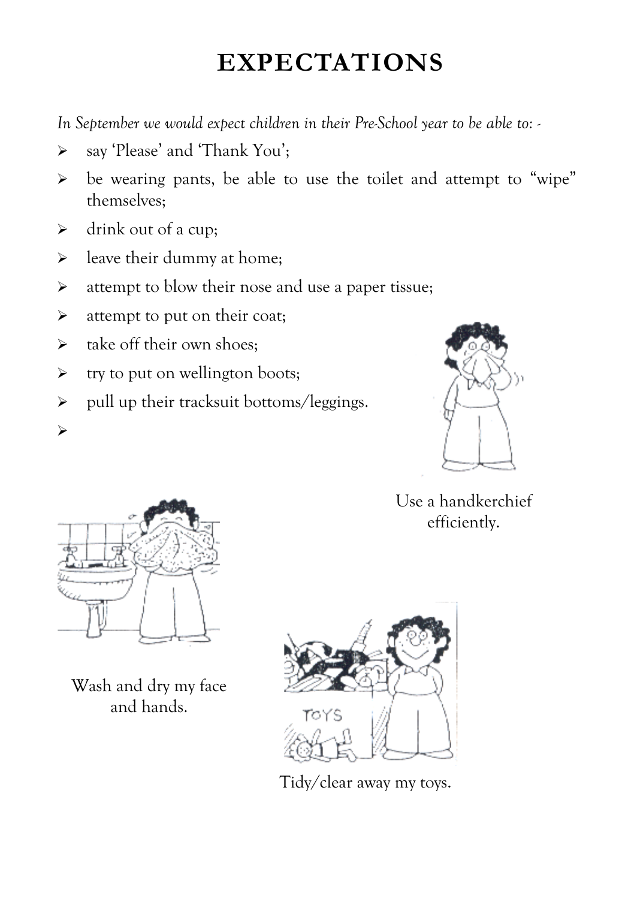# EXPECTATIONS

*In September we would expect children in their Pre-School year to be able to: -*

- say 'Please' and 'Thank You';
- be wearing pants, be able to use the toilet and attempt to "wipe" themselves;
- drink out of a cup;
- leave their dummy at home;
- attempt to blow their nose and use a paper tissue;
- attempt to put on their coat;
- take off their own shoes;
- try to put on wellington boots;
- pull up their tracksuit bottoms/leggings.

Use a handkerchief efficiently.

Wash and dry my face and hands.

Tidy/clear away my toys.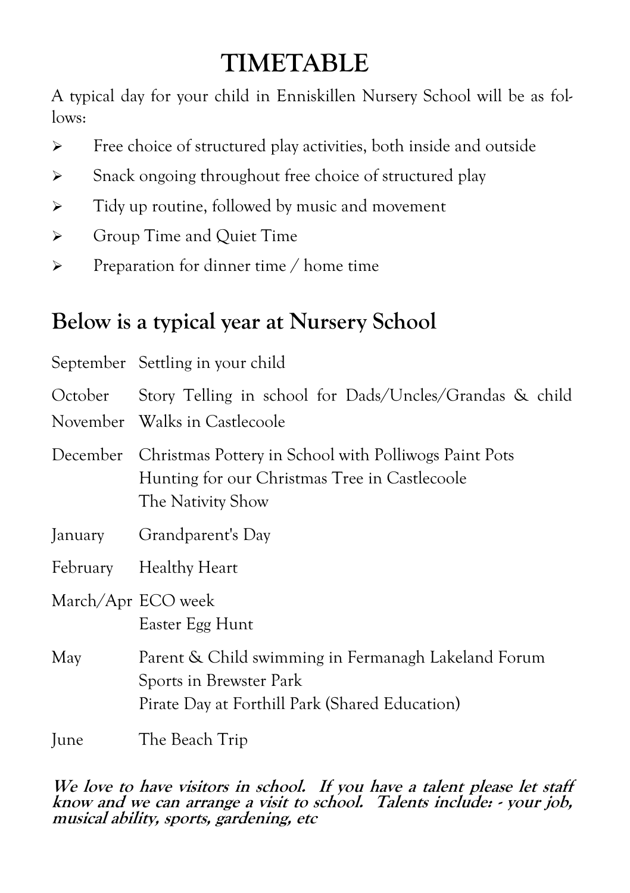# TIMETABLE

A typical day for your child in Enniskillen Nursery School will be as follows:

- Free choice of structured play activities, both inside and outside
- Snack ongoing throughout free choice of structured play
- Tidy up routine, followed by music and movement
- Group Time and Quiet Time
- Preparation for dinner time / home time

## Below is a typical year at Nursery School

| | |
|---|---|
| September | Settling in your child |
| October | Story Telling in school for Dads/Uncles/Grandas & child |
| November | Walks in Castlecoole |
| December | Christmas Pottery in School with Polliwogs Paint Pots<br>Hunting for our Christmas Tree in Castlecoole<br>The Nativity Show |
| January | Grandparent's Day |
| February | Healthy Heart |
| March/Apr | ECO week<br>Easter Egg Hunt |
| May | Parent & Child swimming in Fermanagh Lakeland Forum<br>Sports in Brewster Park<br>Pirate Day at Forthill Park (Shared Education) |
| June | The Beach Trip |

***We love to have visitors in school. If you have a talent please let staff know and we can arrange a visit to school. Talents include: - your job, musical ability, sports, gardening, etc***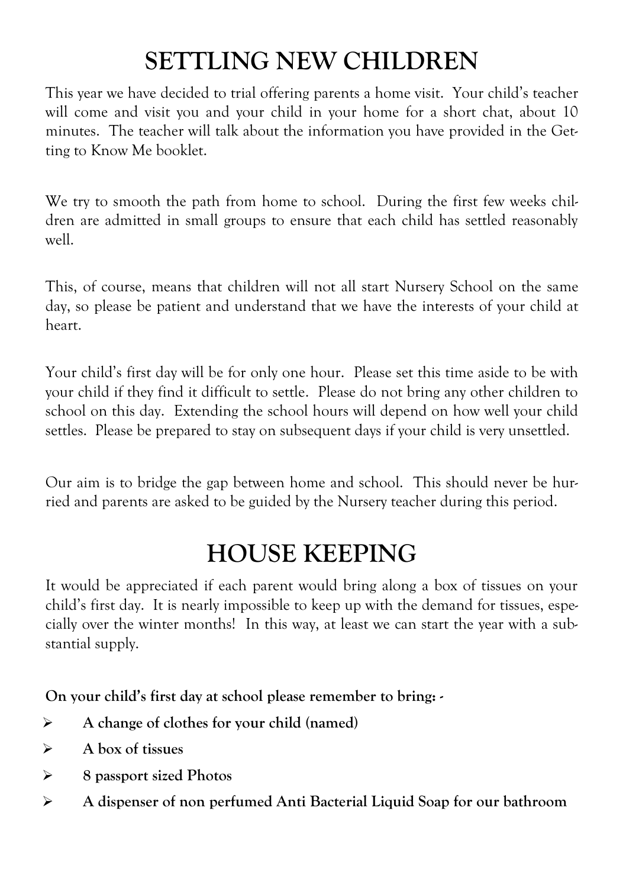# SETTLING NEW CHILDREN

This year we have decided to trial offering parents a home visit. Your child's teacher will come and visit you and your child in your home for a short chat, about 10 minutes. The teacher will talk about the information you have provided in the Getting to Know Me booklet.

We try to smooth the path from home to school. During the first few weeks children are admitted in small groups to ensure that each child has settled reasonably well.

This, of course, means that children will not all start Nursery School on the same day, so please be patient and understand that we have the interests of your child at heart.

Your child's first day will be for only one hour. Please set this time aside to be with your child if they find it difficult to settle. Please do not bring any other children to school on this day. Extending the school hours will depend on how well your child settles. Please be prepared to stay on subsequent days if your child is very unsettled.

Our aim is to bridge the gap between home and school. This should never be hurried and parents are asked to be guided by the Nursery teacher during this period.

# HOUSE KEEPING

It would be appreciated if each parent would bring along a box of tissues on your child's first day. It is nearly impossible to keep up with the demand for tissues, especially over the winter months! In this way, at least we can start the year with a substantial supply.

**On your child's first day at school please remember to bring: -**

- **A change of clothes for your child (named)**
- **A box of tissues**
- **8 passport sized Photos**
- **A dispenser of non perfumed Anti Bacterial Liquid Soap for our bathroom**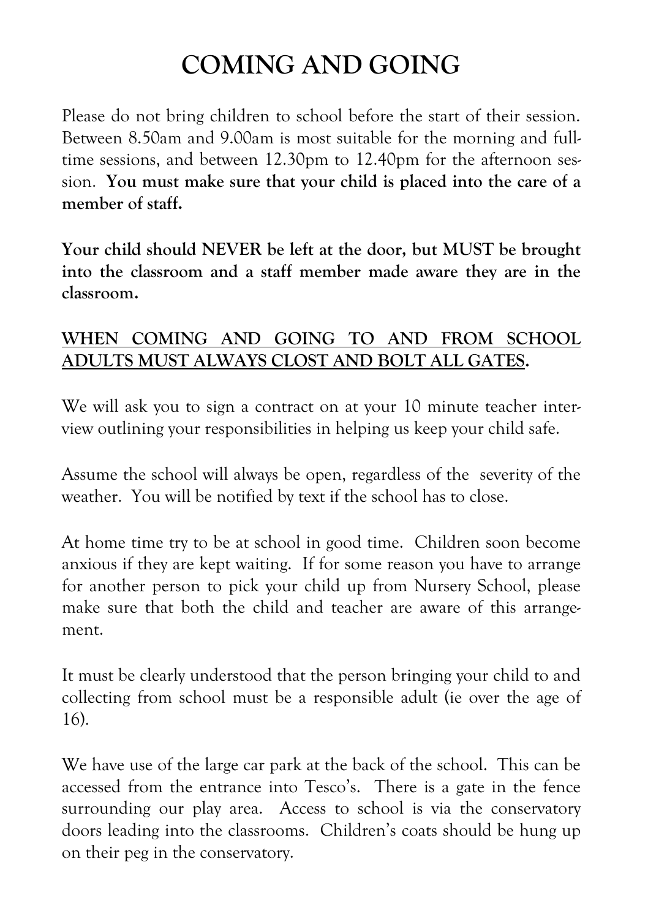# COMING AND GOING

Please do not bring children to school before the start of their session. Between 8.50am and 9.00am is most suitable for the morning and full-time sessions, and between 12.30pm to 12.40pm for the afternoon session. **You must make sure that your child is placed into the care of a member of staff.**

**Your child should NEVER be left at the door, but MUST be brought into the classroom and a staff member made aware they are in the classroom.**

**<u>WHEN COMING AND GOING TO AND FROM SCHOOL ADULTS MUST ALWAYS CLOST AND BOLT ALL GATES</u>.**

We will ask you to sign a contract on at your 10 minute teacher interview outlining your responsibilities in helping us keep your child safe.

Assume the school will always be open, regardless of the severity of the weather. You will be notified by text if the school has to close.

At home time try to be at school in good time. Children soon become anxious if they are kept waiting. If for some reason you have to arrange for another person to pick your child up from Nursery School, please make sure that both the child and teacher are aware of this arrangement.

It must be clearly understood that the person bringing your child to and collecting from school must be a responsible adult (ie over the age of 16).

We have use of the large car park at the back of the school. This can be accessed from the entrance into Tesco's. There is a gate in the fence surrounding our play area. Access to school is via the conservatory doors leading into the classrooms. Children's coats should be hung up on their peg in the conservatory.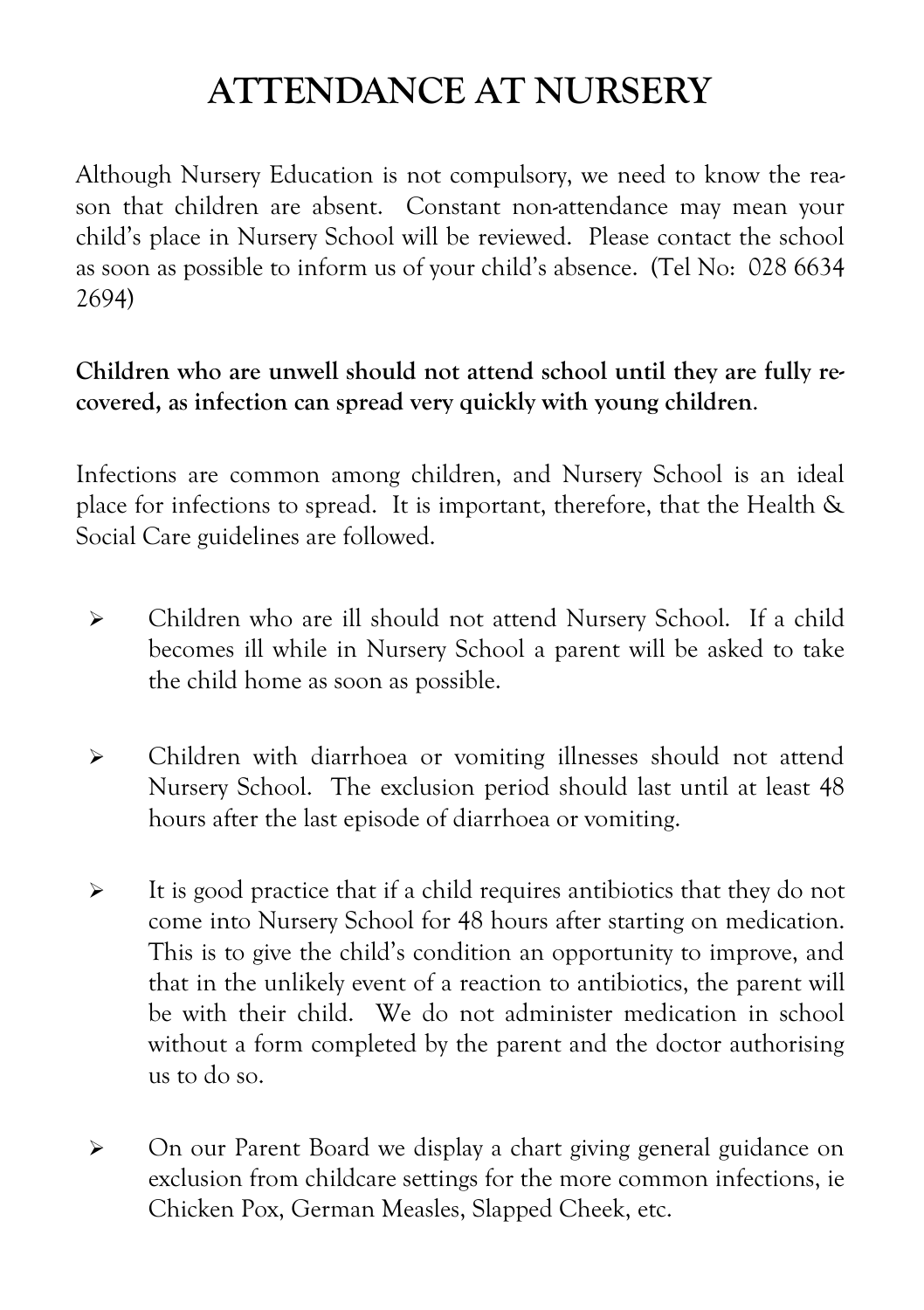# ATTENDANCE AT NURSERY

Although Nursery Education is not compulsory, we need to know the reason that children are absent. Constant non-attendance may mean your child's place in Nursery School will be reviewed. Please contact the school as soon as possible to inform us of your child's absence. (Tel No: 028 6634 2694)

**Children who are unwell should not attend school until they are fully recovered, as infection can spread very quickly with young children**.

Infections are common among children, and Nursery School is an ideal place for infections to spread. It is important, therefore, that the Health & Social Care guidelines are followed.

- Children who are ill should not attend Nursery School. If a child becomes ill while in Nursery School a parent will be asked to take the child home as soon as possible.

- Children with diarrhoea or vomiting illnesses should not attend Nursery School. The exclusion period should last until at least 48 hours after the last episode of diarrhoea or vomiting.

- It is good practice that if a child requires antibiotics that they do not come into Nursery School for 48 hours after starting on medication. This is to give the child's condition an opportunity to improve, and that in the unlikely event of a reaction to antibiotics, the parent will be with their child. We do not administer medication in school without a form completed by the parent and the doctor authorising us to do so.

- On our Parent Board we display a chart giving general guidance on exclusion from childcare settings for the more common infections, ie Chicken Pox, German Measles, Slapped Cheek, etc.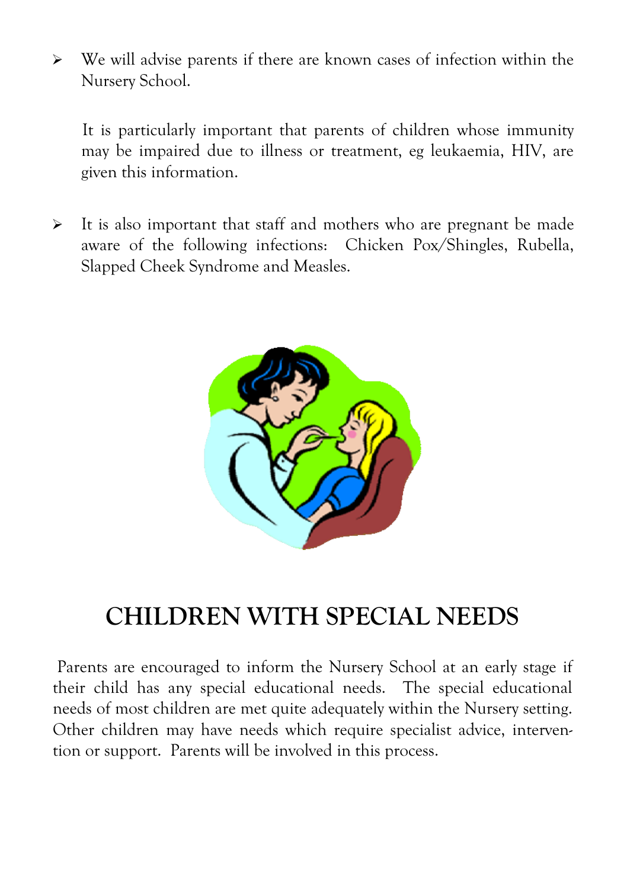- We will advise parents if there are known cases of infection within the Nursery School.

  It is particularly important that parents of children whose immunity may be impaired due to illness or treatment, eg leukaemia, HIV, are given this information.

- It is also important that staff and mothers who are pregnant be made aware of the following infections: Chicken Pox/Shingles, Rubella, Slapped Cheek Syndrome and Measles.

## CHILDREN WITH SPECIAL NEEDS

Parents are encouraged to inform the Nursery School at an early stage if their child has any special educational needs. The special educational needs of most children are met quite adequately within the Nursery setting. Other children may have needs which require specialist advice, intervention or support. Parents will be involved in this process.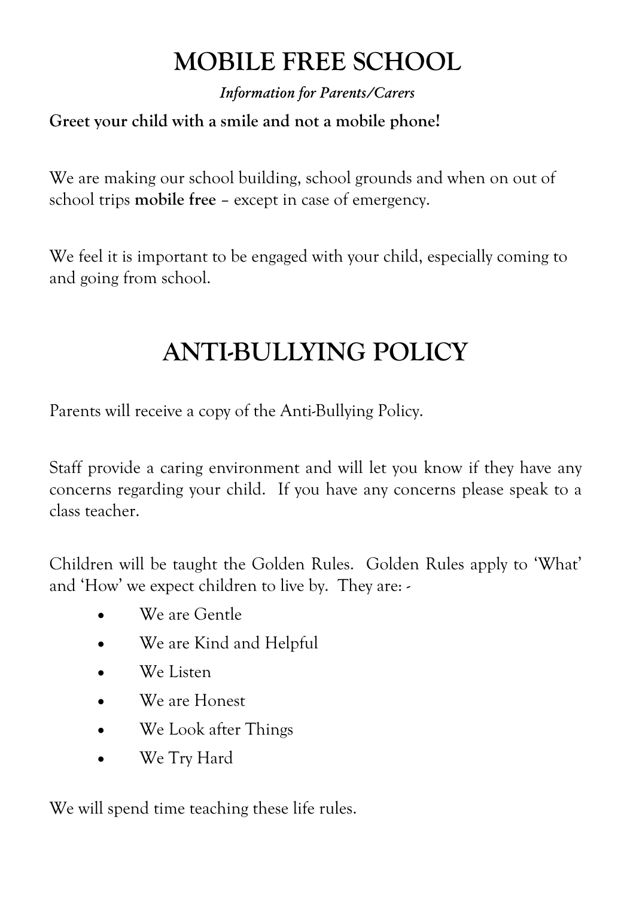# MOBILE FREE SCHOOL

*Information for Parents/Carers*

**Greet your child with a smile and not a mobile phone!**

We are making our school building, school grounds and when on out of school trips **mobile free** – except in case of emergency.

We feel it is important to be engaged with your child, especially coming to and going from school.

# ANTI-BULLYING POLICY

Parents will receive a copy of the Anti-Bullying Policy.

Staff provide a caring environment and will let you know if they have any concerns regarding your child. If you have any concerns please speak to a class teacher.

Children will be taught the Golden Rules. Golden Rules apply to 'What' and 'How' we expect children to live by. They are: -

- We are Gentle
- We are Kind and Helpful
- We Listen
- We are Honest
- We Look after Things
- We Try Hard

We will spend time teaching these life rules.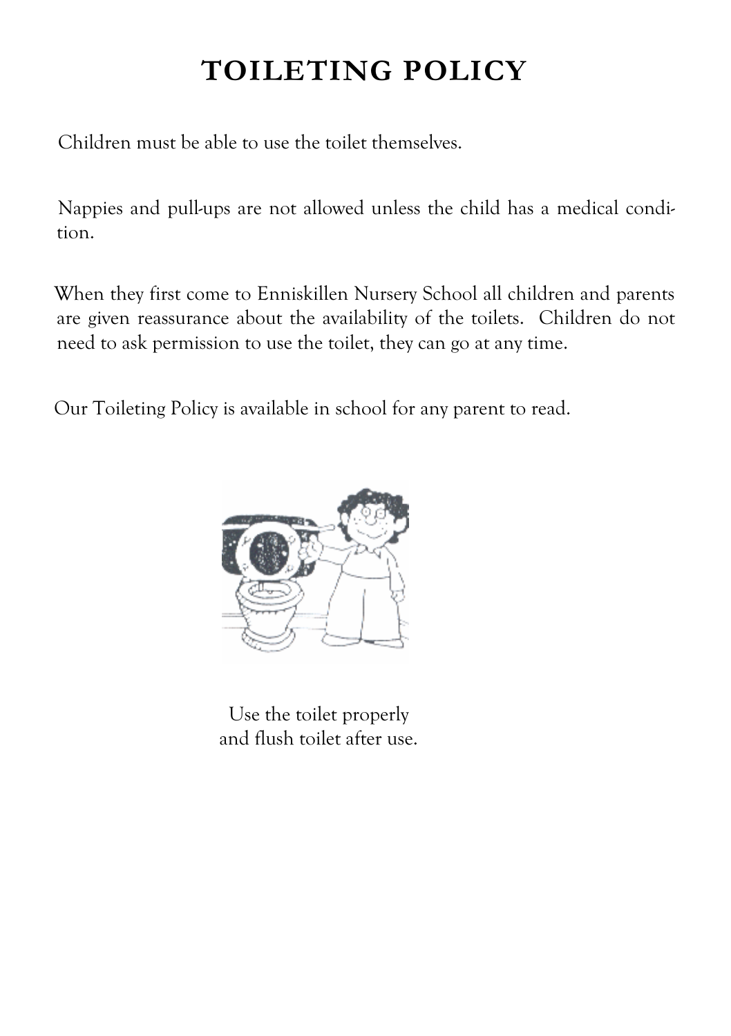# TOILETING POLICY

Children must be able to use the toilet themselves.

Nappies and pull-ups are not allowed unless the child has a medical condition.

When they first come to Enniskillen Nursery School all children and parents are given reassurance about the availability of the toilets. Children do not need to ask permission to use the toilet, they can go at any time.

Our Toileting Policy is available in school for any parent to read.

Use the toilet properly
and flush toilet after use.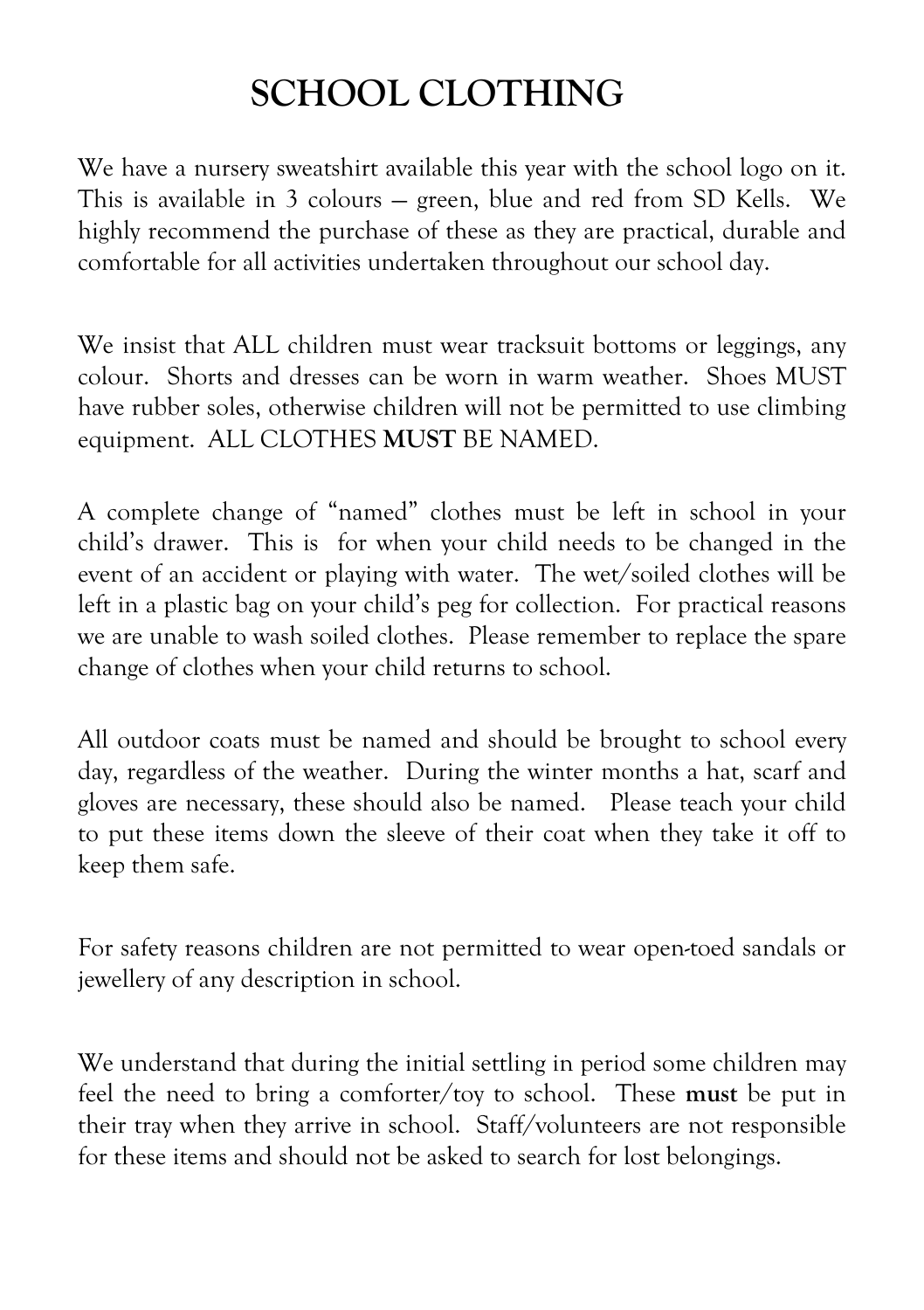# SCHOOL CLOTHING

We have a nursery sweatshirt available this year with the school logo on it. This is available in 3 colours – green, blue and red from SD Kells. We highly recommend the purchase of these as they are practical, durable and comfortable for all activities undertaken throughout our school day.

We insist that ALL children must wear tracksuit bottoms or leggings, any colour. Shorts and dresses can be worn in warm weather. Shoes MUST have rubber soles, otherwise children will not be permitted to use climbing equipment. ALL CLOTHES **MUST** BE NAMED.

A complete change of "named" clothes must be left in school in your child's drawer. This is for when your child needs to be changed in the event of an accident or playing with water. The wet/soiled clothes will be left in a plastic bag on your child's peg for collection. For practical reasons we are unable to wash soiled clothes. Please remember to replace the spare change of clothes when your child returns to school.

All outdoor coats must be named and should be brought to school every day, regardless of the weather. During the winter months a hat, scarf and gloves are necessary, these should also be named. Please teach your child to put these items down the sleeve of their coat when they take it off to keep them safe.

For safety reasons children are not permitted to wear open-toed sandals or jewellery of any description in school.

We understand that during the initial settling in period some children may feel the need to bring a comforter/toy to school. These **must** be put in their tray when they arrive in school. Staff/volunteers are not responsible for these items and should not be asked to search for lost belongings.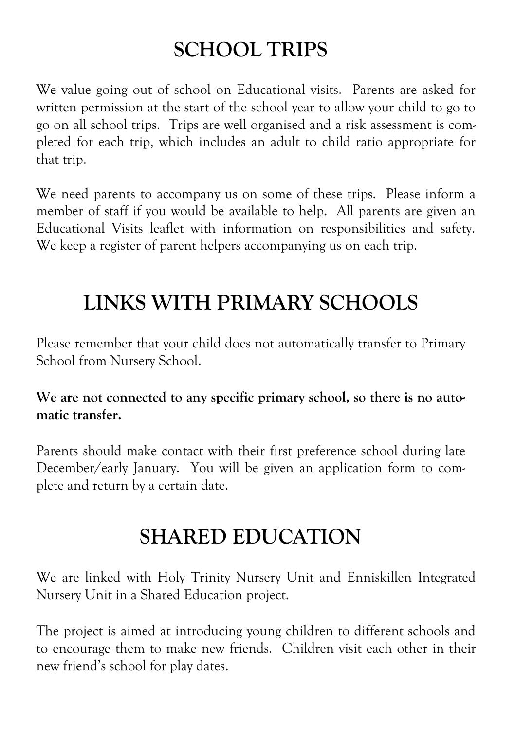# SCHOOL TRIPS

We value going out of school on Educational visits. Parents are asked for written permission at the start of the school year to allow your child to go to go on all school trips. Trips are well organised and a risk assessment is completed for each trip, which includes an adult to child ratio appropriate for that trip.

We need parents to accompany us on some of these trips. Please inform a member of staff if you would be available to help. All parents are given an Educational Visits leaflet with information on responsibilities and safety. We keep a register of parent helpers accompanying us on each trip.

# LINKS WITH PRIMARY SCHOOLS

Please remember that your child does not automatically transfer to Primary School from Nursery School.

**We are not connected to any specific primary school, so there is no automatic transfer.**

Parents should make contact with their first preference school during late December/early January. You will be given an application form to complete and return by a certain date.

# SHARED EDUCATION

We are linked with Holy Trinity Nursery Unit and Enniskillen Integrated Nursery Unit in a Shared Education project.

The project is aimed at introducing young children to different schools and to encourage them to make new friends. Children visit each other in their new friend's school for play dates.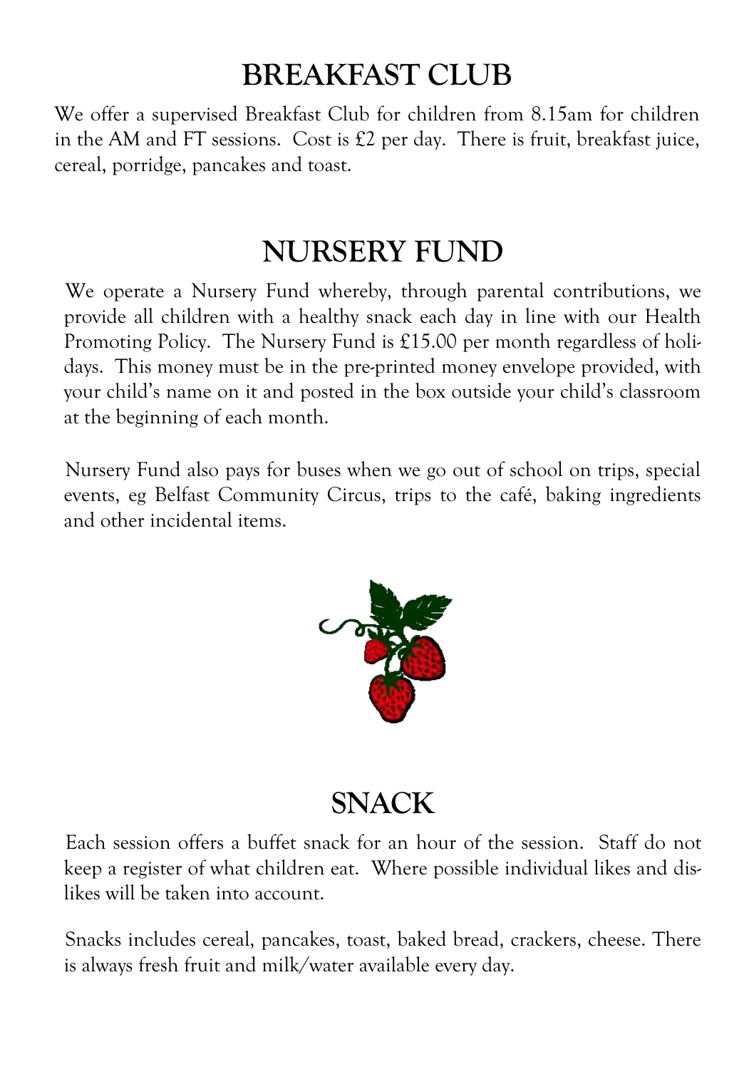# BREAKFAST CLUB

We offer a supervised Breakfast Club for children from 8.15am for children in the AM and FT sessions. Cost is £2 per day. There is fruit, breakfast juice, cereal, porridge, pancakes and toast.

# NURSERY FUND

We operate a Nursery Fund whereby, through parental contributions, we provide all children with a healthy snack each day in line with our Health Promoting Policy. The Nursery Fund is £15.00 per month regardless of holidays. This money must be in the pre-printed money envelope provided, with your child's name on it and posted in the box outside your child's classroom at the beginning of each month.

Nursery Fund also pays for buses when we go out of school on trips, special events, eg Belfast Community Circus, trips to the café, baking ingredients and other incidental items.

# SNACK

Each session offers a buffet snack for an hour of the session. Staff do not keep a register of what children eat. Where possible individual likes and dislikes will be taken into account.

Snacks includes cereal, pancakes, toast, baked bread, crackers, cheese. There is always fresh fruit and milk/water available every day.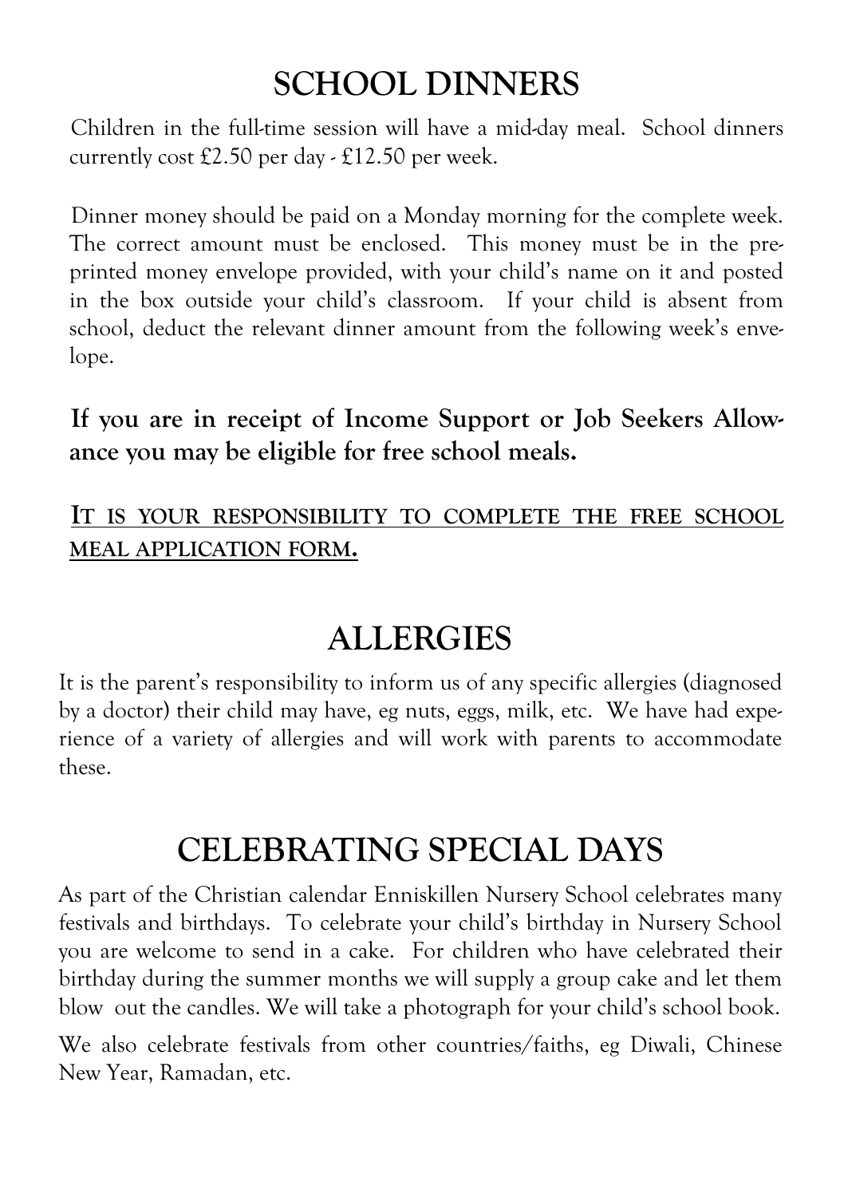# SCHOOL DINNERS

Children in the full-time session will have a mid-day meal. School dinners currently cost £2.50 per day - £12.50 per week.

Dinner money should be paid on a Monday morning for the complete week. The correct amount must be enclosed. This money must be in the pre-printed money envelope provided, with your child's name on it and posted in the box outside your child's classroom. If your child is absent from school, deduct the relevant dinner amount from the following week's envelope.

**If you are in receipt of Income Support or Job Seekers Allowance you may be eligible for free school meals.**

**<u>IT IS YOUR RESPONSIBILITY TO COMPLETE THE FREE SCHOOL MEAL APPLICATION FORM.</u>**

# ALLERGIES

It is the parent's responsibility to inform us of any specific allergies (diagnosed by a doctor) their child may have, eg nuts, eggs, milk, etc. We have had experience of a variety of allergies and will work with parents to accommodate these.

# CELEBRATING SPECIAL DAYS

As part of the Christian calendar Enniskillen Nursery School celebrates many festivals and birthdays. To celebrate your child's birthday in Nursery School you are welcome to send in a cake. For children who have celebrated their birthday during the summer months we will supply a group cake and let them blow out the candles. We will take a photograph for your child's school book.

We also celebrate festivals from other countries/faiths, eg Diwali, Chinese New Year, Ramadan, etc.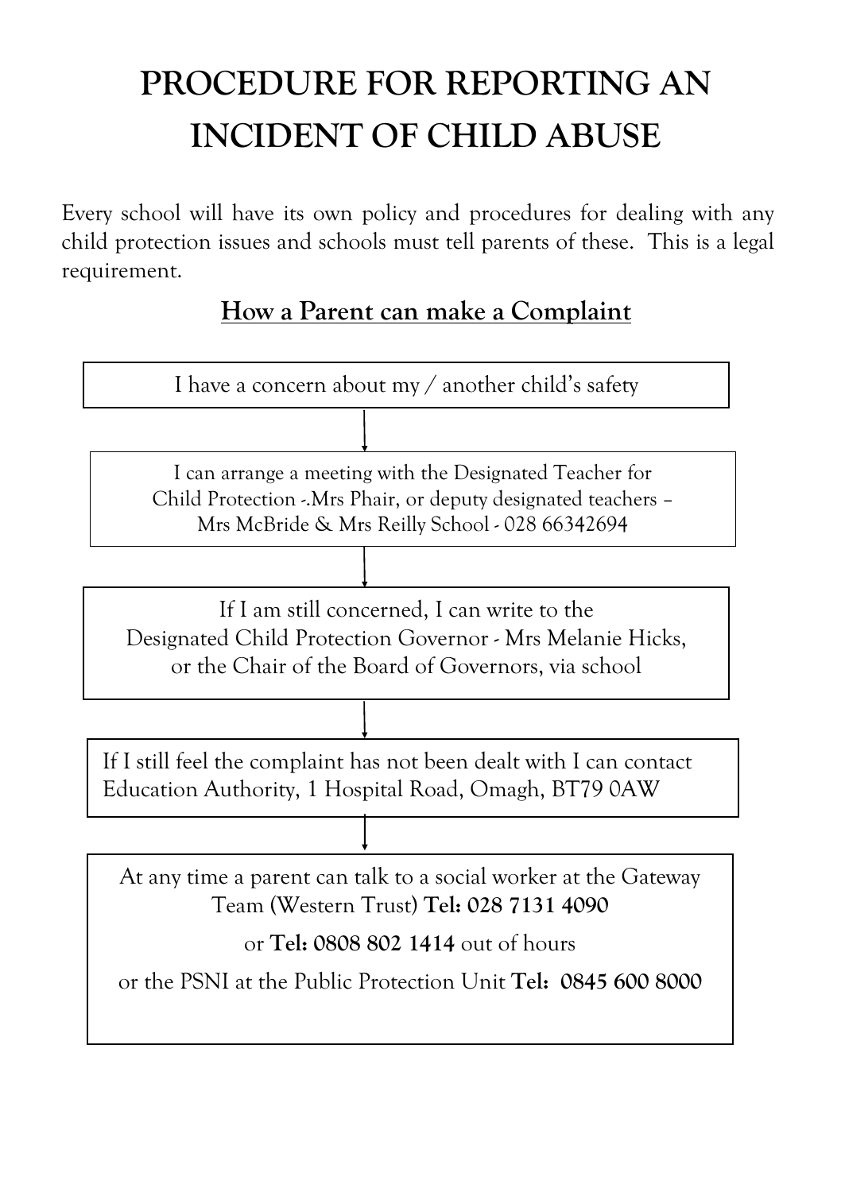# PROCEDURE FOR REPORTING AN INCIDENT OF CHILD ABUSE

Every school will have its own policy and procedures for dealing with any child protection issues and schools must tell parents of these. This is a legal requirement.

## How a Parent can make a Complaint

I have a concern about my / another child's safety

↓

I can arrange a meeting with the Designated Teacher for Child Protection -.Mrs Phair, or deputy designated teachers – Mrs McBride & Mrs Reilly School - 028 66342694

↓

If I am still concerned, I can write to the Designated Child Protection Governor - Mrs Melanie Hicks, or the Chair of the Board of Governors, via school

↓

If I still feel the complaint has not been dealt with I can contact Education Authority, 1 Hospital Road, Omagh, BT79 0AW

↓

At any time a parent can talk to a social worker at the Gateway Team (Western Trust) **Tel: 028 7131 4090**

or **Tel: 0808 802 1414** out of hours

or the PSNI at the Public Protection Unit **Tel: 0845 600 8000**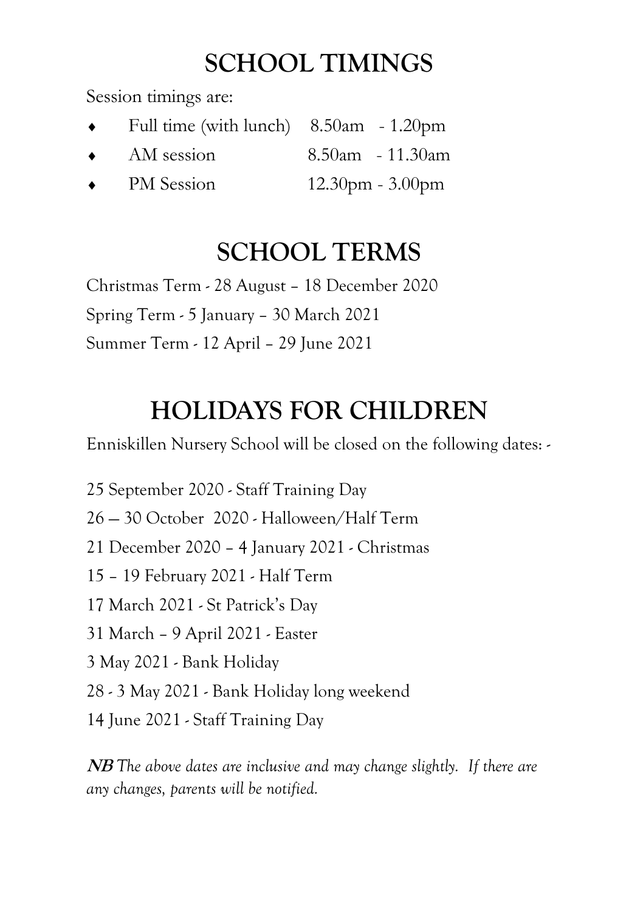# SCHOOL TIMINGS

Session timings are:

- Full time (with lunch) 8.50am - 1.20pm
- AM session 8.50am - 11.30am
- PM Session 12.30pm - 3.00pm

# SCHOOL TERMS

Christmas Term - 28 August – 18 December 2020

Spring Term - 5 January – 30 March 2021

Summer Term - 12 April – 29 June 2021

# HOLIDAYS FOR CHILDREN

Enniskillen Nursery School will be closed on the following dates: -

25 September 2020 - Staff Training Day

26 — 30 October 2020 - Halloween/Half Term

21 December 2020 – 4 January 2021 - Christmas

15 – 19 February 2021 - Half Term

17 March 2021 - St Patrick's Day

31 March – 9 April 2021 - Easter

3 May 2021 - Bank Holiday

28 - 3 May 2021 - Bank Holiday long weekend

14 June 2021 - Staff Training Day

***NB*** *The above dates are inclusive and may change slightly. If there are any changes, parents will be notified.*